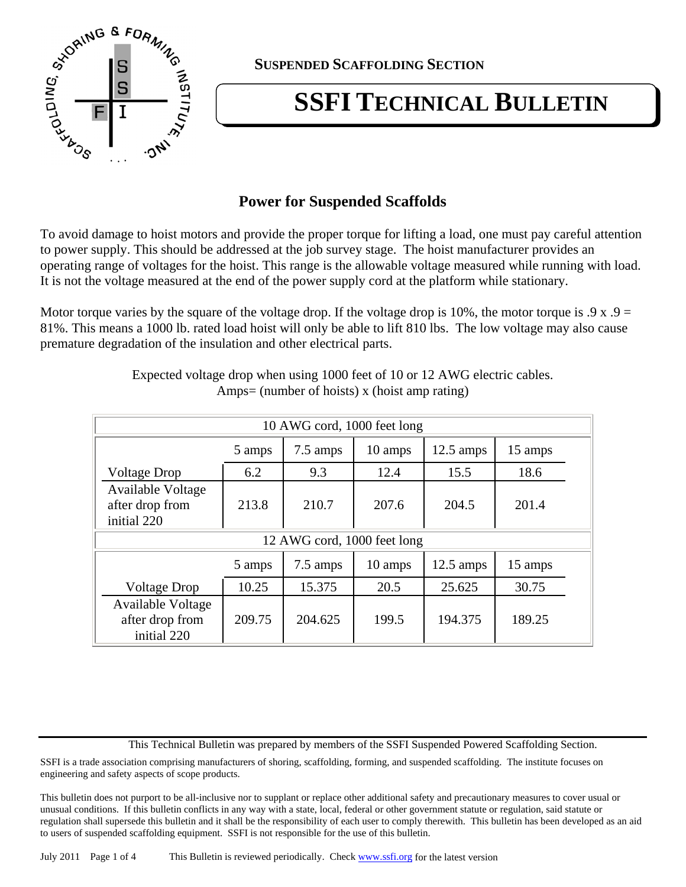**Suspended Scaffolding Section**

# SSFI Technical Bulletin

## Power for Suspended Scaffolds

To avoid damage to hoist motors and provide the proper torque for lifting a load, one must pay careful attention to power supply. This should be addressed at the job survey stage. The hoist manufacturer provides an operating range of voltages for the hoist. This range is the allowable voltage measured while running with load. It is not the voltage measured at the end of the power supply cord at the platform while stationary.

Motor torque varies by the square of the voltage drop. If the voltage drop is 10%, the motor torque is .9 x .9 = 81%. This means a 1000 lb. rated load hoist will only be able to lift 810 lbs. The low voltage may also cause premature degradation of the insulation and other electrical parts.

Expected voltage drop when using 1000 feet of 10 or 12 AWG electric cables.
Amps= (number of hoists) x (hoist amp rating)

| 10 AWG cord, 1000 feet long | | | | | |
|---|---|---|---|---|---|
| | 5 amps | 7.5 amps | 10 amps | 12.5 amps | 15 amps |
| Voltage Drop | 6.2 | 9.3 | 12.4 | 15.5 | 18.6 |
| Available Voltage after drop from initial 220 | 213.8 | 210.7 | 207.6 | 204.5 | 201.4 |

| 12 AWG cord, 1000 feet long | | | | | |
|---|---|---|---|---|---|
| | 5 amps | 7.5 amps | 10 amps | 12.5 amps | 15 amps |
| Voltage Drop | 10.25 | 15.375 | 20.5 | 25.625 | 30.75 |
| Available Voltage after drop from initial 220 | 209.75 | 204.625 | 199.5 | 194.375 | 189.25 |

This Technical Bulletin was prepared by members of the SSFI Suspended Powered Scaffolding Section.

SSFI is a trade association comprising manufacturers of shoring, scaffolding, forming, and suspended scaffolding. The institute focuses on engineering and safety aspects of scope products.

This bulletin does not purport to be all-inclusive nor to supplant or replace other additional safety and precautionary measures to cover usual or unusual conditions. If this bulletin conflicts in any way with a state, local, federal or other government statute or regulation, said statute or regulation shall supersede this bulletin and it shall be the responsibility of each user to comply therewith. This bulletin has been developed as an aid to users of suspended scaffolding equipment. SSFI is not responsible for the use of this bulletin.

July 2011 This Bulletin is reviewed periodically. Check www.ssfi.org for the latest version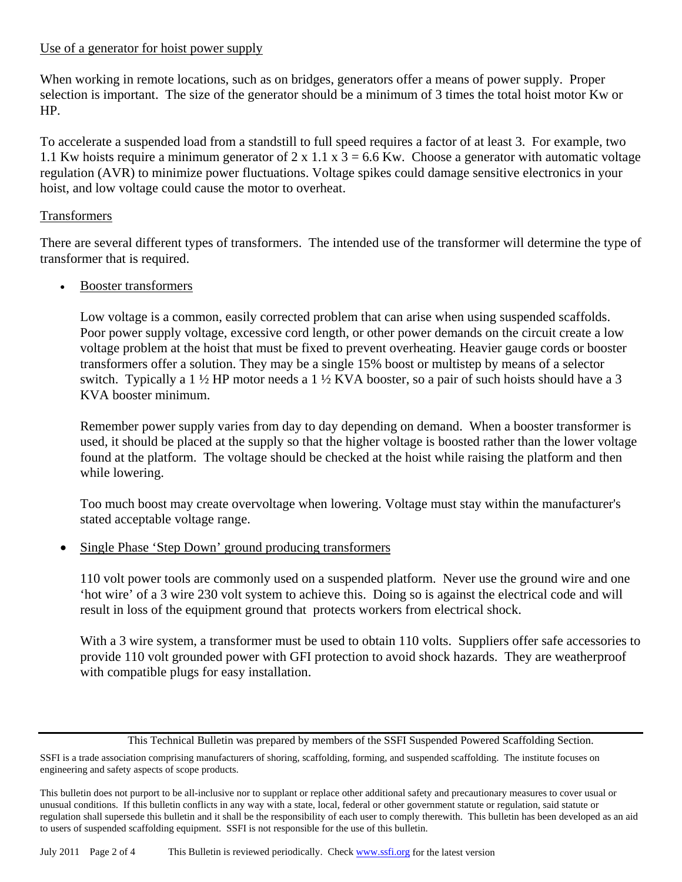Use of a generator for hoist power supply

When working in remote locations, such as on bridges, generators offer a means of power supply. Proper selection is important. The size of the generator should be a minimum of 3 times the total hoist motor Kw or HP.

To accelerate a suspended load from a standstill to full speed requires a factor of at least 3. For example, two 1.1 Kw hoists require a minimum generator of 2 x 1.1 x 3 = 6.6 Kw. Choose a generator with automatic voltage regulation (AVR) to minimize power fluctuations. Voltage spikes could damage sensitive electronics in your hoist, and low voltage could cause the motor to overheat.

Transformers

There are several different types of transformers. The intended use of the transformer will determine the type of transformer that is required.

- Booster transformers

  Low voltage is a common, easily corrected problem that can arise when using suspended scaffolds. Poor power supply voltage, excessive cord length, or other power demands on the circuit create a low voltage problem at the hoist that must be fixed to prevent overheating. Heavier gauge cords or booster transformers offer a solution. They may be a single 15% boost or multistep by means of a selector switch. Typically a 1 ½ HP motor needs a 1 ½ KVA booster, so a pair of such hoists should have a 3 KVA booster minimum.

  Remember power supply varies from day to day depending on demand. When a booster transformer is used, it should be placed at the supply so that the higher voltage is boosted rather than the lower voltage found at the platform. The voltage should be checked at the hoist while raising the platform and then while lowering.

  Too much boost may create overvoltage when lowering. Voltage must stay within the manufacturer's stated acceptable voltage range.

- Single Phase 'Step Down' ground producing transformers

  110 volt power tools are commonly used on a suspended platform. Never use the ground wire and one 'hot wire' of a 3 wire 230 volt system to achieve this. Doing so is against the electrical code and will result in loss of the equipment ground that protects workers from electrical shock.

  With a 3 wire system, a transformer must be used to obtain 110 volts. Suppliers offer safe accessories to provide 110 volt grounded power with GFI protection to avoid shock hazards. They are weatherproof with compatible plugs for easy installation.

---

This Technical Bulletin was prepared by members of the SSFI Suspended Powered Scaffolding Section.

SSFI is a trade association comprising manufacturers of shoring, scaffolding, forming, and suspended scaffolding. The institute focuses on engineering and safety aspects of scope products.

This bulletin does not purport to be all-inclusive nor to supplant or replace other additional safety and precautionary measures to cover usual or unusual conditions. If this bulletin conflicts in any way with a state, local, federal or other government statute or regulation, said statute or regulation shall supersede this bulletin and it shall be the responsibility of each user to comply therewith. This bulletin has been developed as an aid to users of suspended scaffolding equipment. SSFI is not responsible for the use of this bulletin.

July 2011 This Bulletin is reviewed periodically. Check www.ssfi.org for the latest version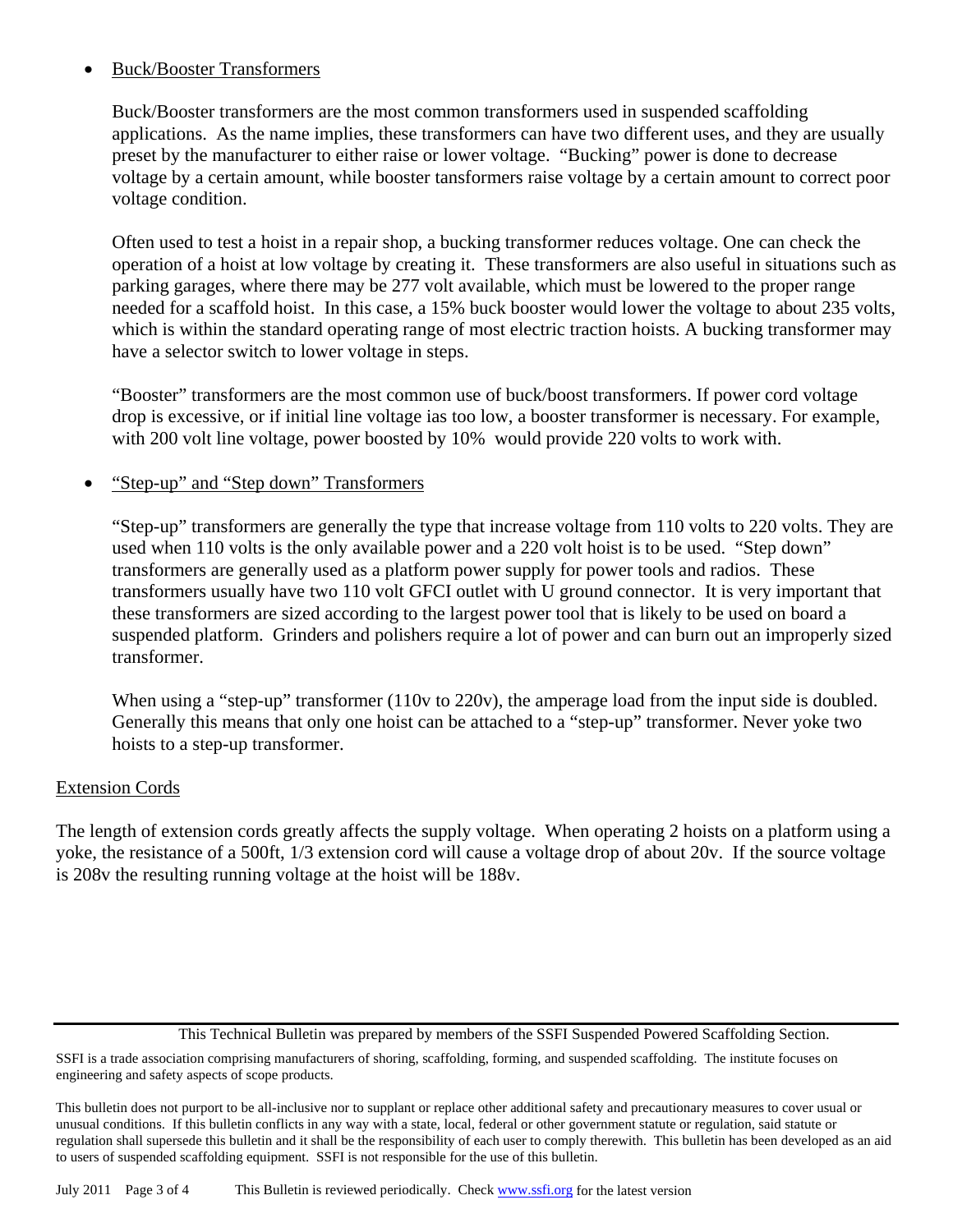- Buck/Booster Transformers

  Buck/Booster transformers are the most common transformers used in suspended scaffolding applications. As the name implies, these transformers can have two different uses, and they are usually preset by the manufacturer to either raise or lower voltage. "Bucking" power is done to decrease voltage by a certain amount, while booster tansformers raise voltage by a certain amount to correct poor voltage condition.

  Often used to test a hoist in a repair shop, a bucking transformer reduces voltage. One can check the operation of a hoist at low voltage by creating it. These transformers are also useful in situations such as parking garages, where there may be 277 volt available, which must be lowered to the proper range needed for a scaffold hoist. In this case, a 15% buck booster would lower the voltage to about 235 volts, which is within the standard operating range of most electric traction hoists. A bucking transformer may have a selector switch to lower voltage in steps.

  "Booster" transformers are the most common use of buck/boost transformers. If power cord voltage drop is excessive, or if initial line voltage ias too low, a booster transformer is necessary. For example, with 200 volt line voltage, power boosted by 10% would provide 220 volts to work with.

- "Step-up" and "Step down" Transformers

  "Step-up" transformers are generally the type that increase voltage from 110 volts to 220 volts. They are used when 110 volts is the only available power and a 220 volt hoist is to be used. "Step down" transformers are generally used as a platform power supply for power tools and radios. These transformers usually have two 110 volt GFCI outlet with U ground connector. It is very important that these transformers are sized according to the largest power tool that is likely to be used on board a suspended platform. Grinders and polishers require a lot of power and can burn out an improperly sized transformer.

  When using a "step-up" transformer (110v to 220v), the amperage load from the input side is doubled. Generally this means that only one hoist can be attached to a "step-up" transformer. Never yoke two hoists to a step-up transformer.

## Extension Cords

The length of extension cords greatly affects the supply voltage. When operating 2 hoists on a platform using a yoke, the resistance of a 500ft, 1/3 extension cord will cause a voltage drop of about 20v. If the source voltage is 208v the resulting running voltage at the hoist will be 188v.

---

This Technical Bulletin was prepared by members of the SSFI Suspended Powered Scaffolding Section.

SSFI is a trade association comprising manufacturers of shoring, scaffolding, forming, and suspended scaffolding. The institute focuses on engineering and safety aspects of scope products.

This bulletin does not purport to be all-inclusive nor to supplant or replace other additional safety and precautionary measures to cover usual or unusual conditions. If this bulletin conflicts in any way with a state, local, federal or other government statute or regulation, said statute or regulation shall supersede this bulletin and it shall be the responsibility of each user to comply therewith. This bulletin has been developed as an aid to users of suspended scaffolding equipment. SSFI is not responsible for the use of this bulletin.

July 2011 This Bulletin is reviewed periodically. Check www.ssfi.org for the latest version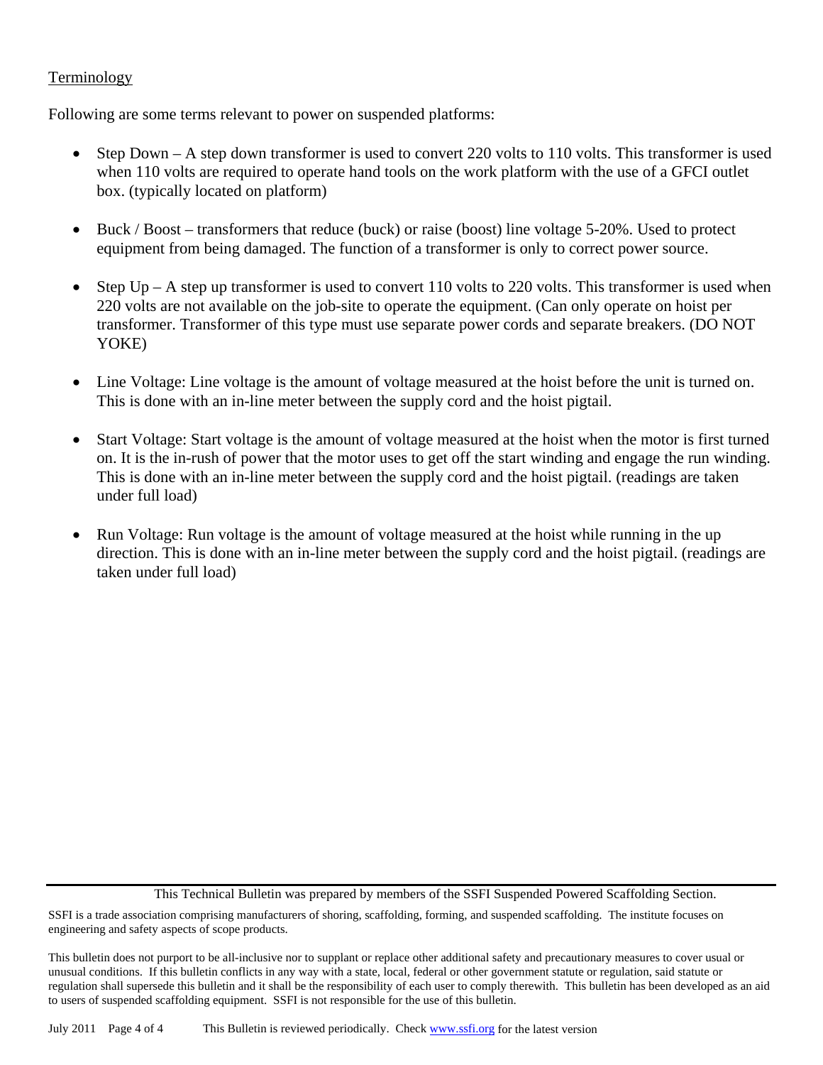Terminology

Following are some terms relevant to power on suspended platforms:

- Step Down – A step down transformer is used to convert 220 volts to 110 volts. This transformer is used when 110 volts are required to operate hand tools on the work platform with the use of a GFCI outlet box. (typically located on platform)
- Buck / Boost – transformers that reduce (buck) or raise (boost) line voltage 5-20%. Used to protect equipment from being damaged. The function of a transformer is only to correct power source.
- Step Up – A step up transformer is used to convert 110 volts to 220 volts. This transformer is used when 220 volts are not available on the job-site to operate the equipment. (Can only operate on hoist per transformer. Transformer of this type must use separate power cords and separate breakers. (DO NOT YOKE)
- Line Voltage: Line voltage is the amount of voltage measured at the hoist before the unit is turned on. This is done with an in-line meter between the supply cord and the hoist pigtail.
- Start Voltage: Start voltage is the amount of voltage measured at the hoist when the motor is first turned on. It is the in-rush of power that the motor uses to get off the start winding and engage the run winding. This is done with an in-line meter between the supply cord and the hoist pigtail. (readings are taken under full load)
- Run Voltage: Run voltage is the amount of voltage measured at the hoist while running in the up direction. This is done with an in-line meter between the supply cord and the hoist pigtail. (readings are taken under full load)

This Technical Bulletin was prepared by members of the SSFI Suspended Powered Scaffolding Section.

SSFI is a trade association comprising manufacturers of shoring, scaffolding, forming, and suspended scaffolding. The institute focuses on engineering and safety aspects of scope products.

This bulletin does not purport to be all-inclusive nor to supplant or replace other additional safety and precautionary measures to cover usual or unusual conditions. If this bulletin conflicts in any way with a state, local, federal or other government statute or regulation, said statute or regulation shall supersede this bulletin and it shall be the responsibility of each user to comply therewith. This bulletin has been developed as an aid to users of suspended scaffolding equipment. SSFI is not responsible for the use of this bulletin.

July 2011 This Bulletin is reviewed periodically. Check www.ssfi.org for the latest version